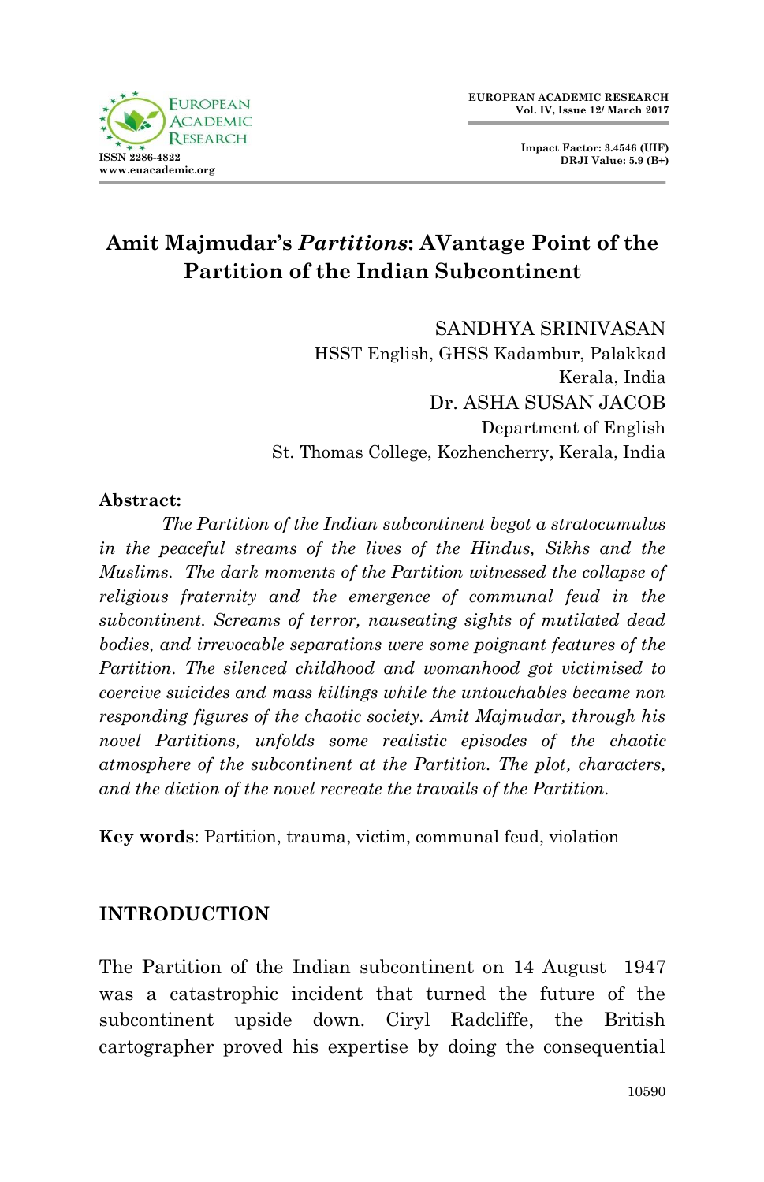# Amit Majmudar's *Partitions*: AVantage Point of the Partition of the Indian Subcontinent

SANDHYA SRINIVASAN
HSST English, GHSS Kadambur, Palakkad
Kerala, India

Dr. ASHA SUSAN JACOB
Department of English
St. Thomas College, Kozhencherry, Kerala, India

**Abstract:**

*The Partition of the Indian subcontinent begot a stratocumulus in the peaceful streams of the lives of the Hindus, Sikhs and the Muslims. The dark moments of the Partition witnessed the collapse of religious fraternity and the emergence of communal feud in the subcontinent. Screams of terror, nauseating sights of mutilated dead bodies, and irrevocable separations were some poignant features of the Partition. The silenced childhood and womanhood got victimised to coercive suicides and mass killings while the untouchables became non responding figures of the chaotic society. Amit Majmudar, through his novel Partitions, unfolds some realistic episodes of the chaotic atmosphere of the subcontinent at the Partition. The plot, characters, and the diction of the novel recreate the travails of the Partition.*

**Key words**: Partition, trauma, victim, communal feud, violation

## INTRODUCTION

The Partition of the Indian subcontinent on 14 August 1947 was a catastrophic incident that turned the future of the subcontinent upside down. Ciryl Radcliffe, the British cartographer proved his expertise by doing the consequential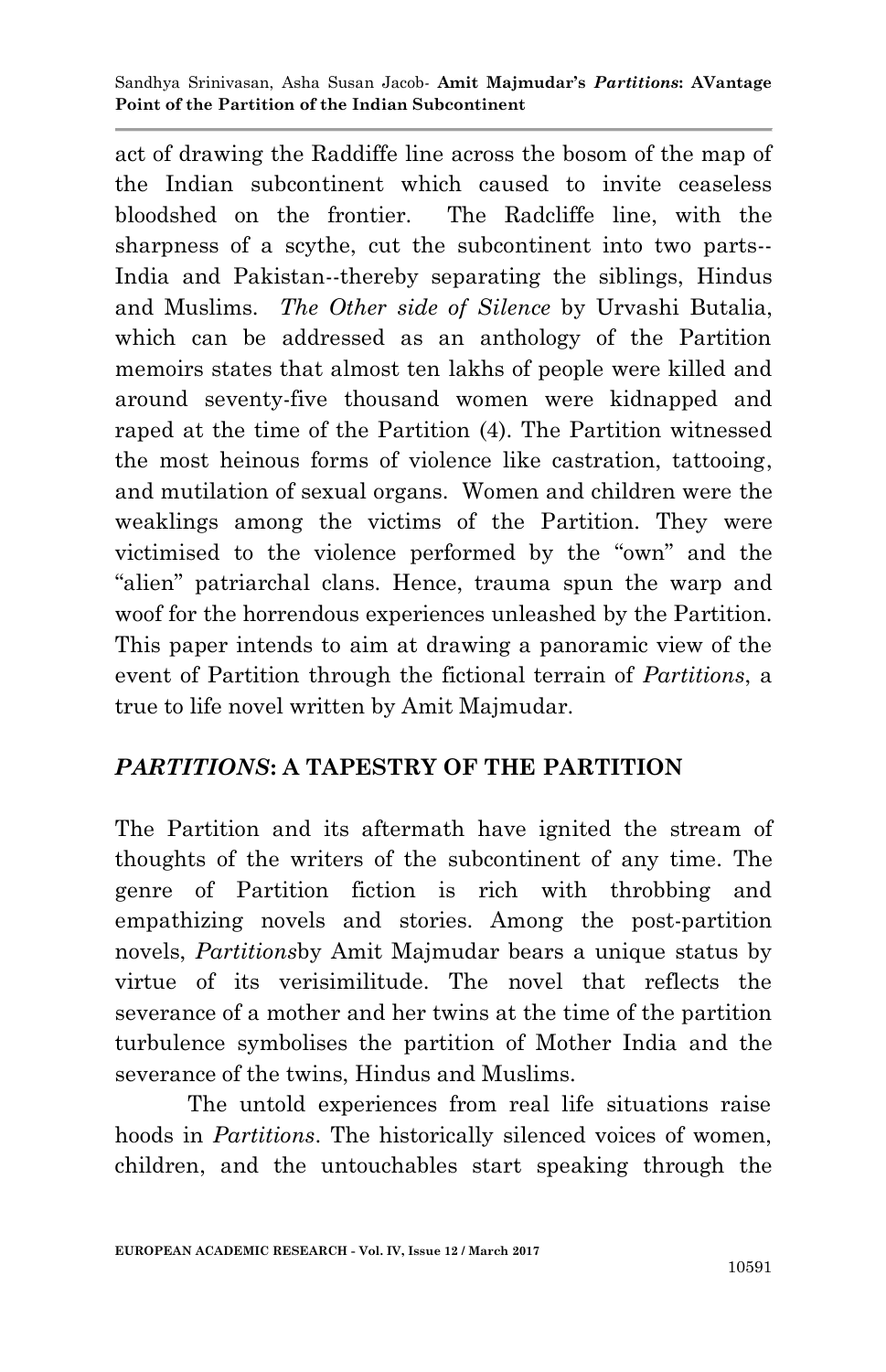act of drawing the Raddiffe line across the bosom of the map of the Indian subcontinent which caused to invite ceaseless bloodshed on the frontier. The Radcliffe line, with the sharpness of a scythe, cut the subcontinent into two parts--India and Pakistan--thereby separating the siblings, Hindus and Muslims. *The Other side of Silence* by Urvashi Butalia, which can be addressed as an anthology of the Partition memoirs states that almost ten lakhs of people were killed and around seventy-five thousand women were kidnapped and raped at the time of the Partition (4). The Partition witnessed the most heinous forms of violence like castration, tattooing, and mutilation of sexual organs. Women and children were the weaklings among the victims of the Partition. They were victimised to the violence performed by the "own" and the "alien" patriarchal clans. Hence, trauma spun the warp and woof for the horrendous experiences unleashed by the Partition. This paper intends to aim at drawing a panoramic view of the event of Partition through the fictional terrain of *Partitions*, a true to life novel written by Amit Majmudar.

## *PARTITIONS*: A TAPESTRY OF THE PARTITION

The Partition and its aftermath have ignited the stream of thoughts of the writers of the subcontinent of any time. The genre of Partition fiction is rich with throbbing and empathizing novels and stories. Among the post-partition novels, *Partitions*by Amit Majmudar bears a unique status by virtue of its verisimilitude. The novel that reflects the severance of a mother and her twins at the time of the partition turbulence symbolises the partition of Mother India and the severance of the twins, Hindus and Muslims.

The untold experiences from real life situations raise hoods in *Partitions*. The historically silenced voices of women, children, and the untouchables start speaking through the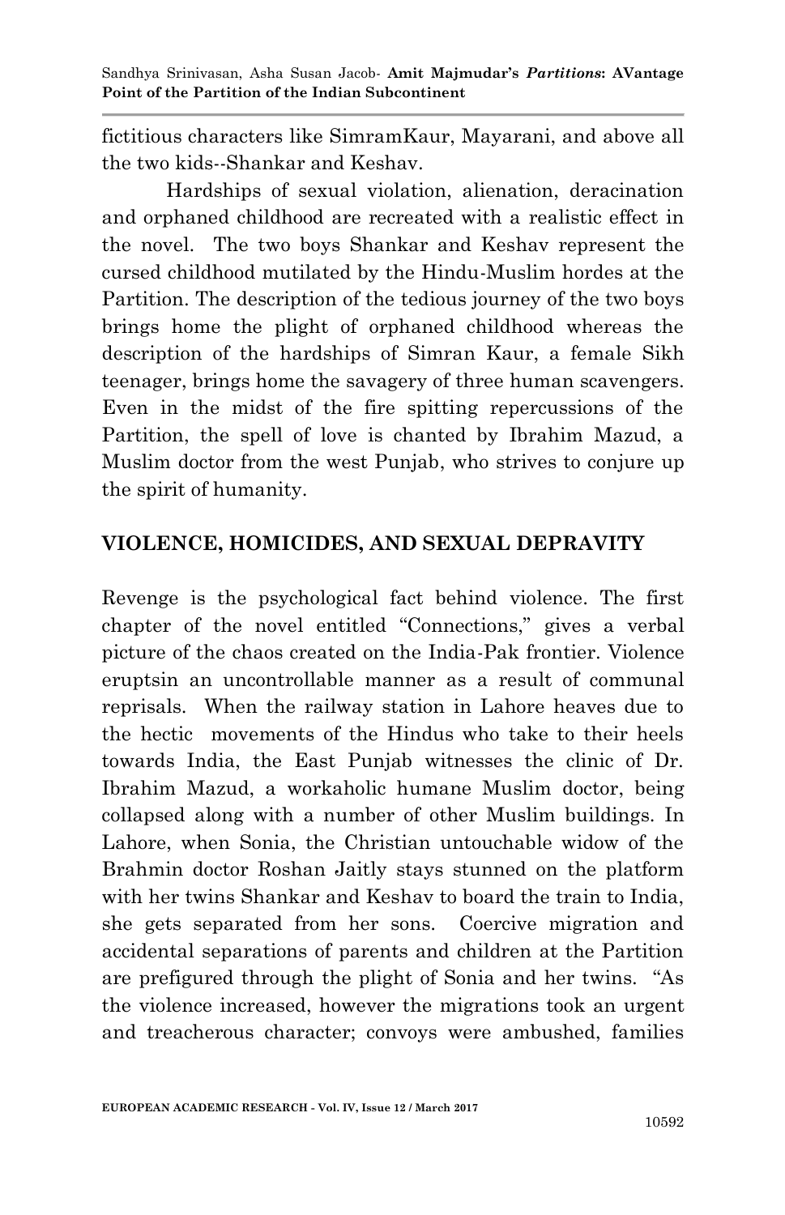fictitious characters like SimramKaur, Mayarani, and above all the two kids--Shankar and Keshav.

Hardships of sexual violation, alienation, deracination and orphaned childhood are recreated with a realistic effect in the novel. The two boys Shankar and Keshav represent the cursed childhood mutilated by the Hindu-Muslim hordes at the Partition. The description of the tedious journey of the two boys brings home the plight of orphaned childhood whereas the description of the hardships of Simran Kaur, a female Sikh teenager, brings home the savagery of three human scavengers. Even in the midst of the fire spitting repercussions of the Partition, the spell of love is chanted by Ibrahim Mazud, a Muslim doctor from the west Punjab, who strives to conjure up the spirit of humanity.

## VIOLENCE, HOMICIDES, AND SEXUAL DEPRAVITY

Revenge is the psychological fact behind violence. The first chapter of the novel entitled "Connections," gives a verbal picture of the chaos created on the India-Pak frontier. Violence eruptsin an uncontrollable manner as a result of communal reprisals. When the railway station in Lahore heaves due to the hectic movements of the Hindus who take to their heels towards India, the East Punjab witnesses the clinic of Dr. Ibrahim Mazud, a workaholic humane Muslim doctor, being collapsed along with a number of other Muslim buildings. In Lahore, when Sonia, the Christian untouchable widow of the Brahmin doctor Roshan Jaitly stays stunned on the platform with her twins Shankar and Keshav to board the train to India, she gets separated from her sons. Coercive migration and accidental separations of parents and children at the Partition are prefigured through the plight of Sonia and her twins. "As the violence increased, however the migrations took an urgent and treacherous character; convoys were ambushed, families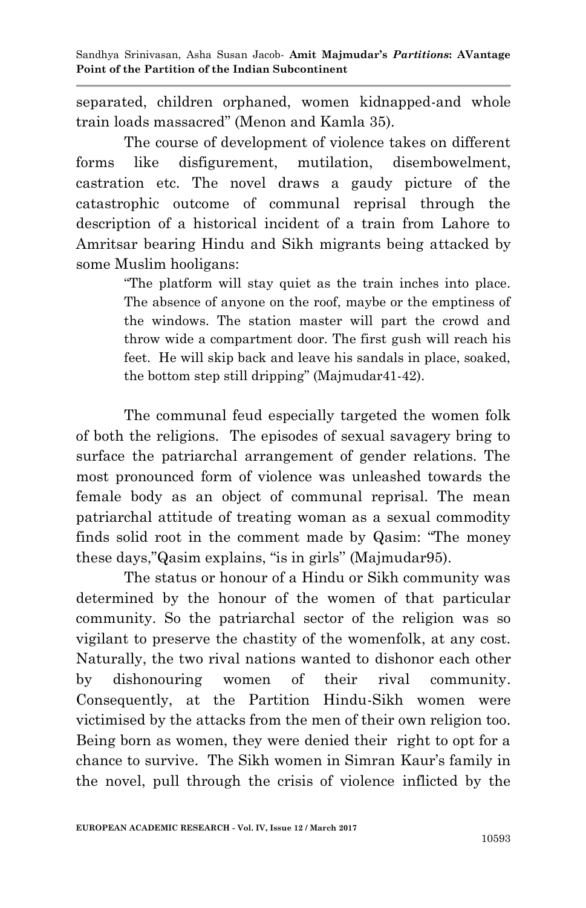separated, children orphaned, women kidnapped-and whole train loads massacred" (Menon and Kamla 35).

The course of development of violence takes on different forms like disfigurement, mutilation, disembowelment, castration etc. The novel draws a gaudy picture of the catastrophic outcome of communal reprisal through the description of a historical incident of a train from Lahore to Amritsar bearing Hindu and Sikh migrants being attacked by some Muslim hooligans:

> "The platform will stay quiet as the train inches into place. The absence of anyone on the roof, maybe or the emptiness of the windows. The station master will part the crowd and throw wide a compartment door. The first gush will reach his feet. He will skip back and leave his sandals in place, soaked, the bottom step still dripping" (Majmudar41-42).

The communal feud especially targeted the women folk of both the religions. The episodes of sexual savagery bring to surface the patriarchal arrangement of gender relations. The most pronounced form of violence was unleashed towards the female body as an object of communal reprisal. The mean patriarchal attitude of treating woman as a sexual commodity finds solid root in the comment made by Qasim: "The money these days,"Qasim explains, "is in girls" (Majmudar95).

The status or honour of a Hindu or Sikh community was determined by the honour of the women of that particular community. So the patriarchal sector of the religion was so vigilant to preserve the chastity of the womenfolk, at any cost. Naturally, the two rival nations wanted to dishonor each other by dishonouring women of their rival community. Consequently, at the Partition Hindu-Sikh women were victimised by the attacks from the men of their own religion too. Being born as women, they were denied their right to opt for a chance to survive. The Sikh women in Simran Kaur's family in the novel, pull through the crisis of violence inflicted by the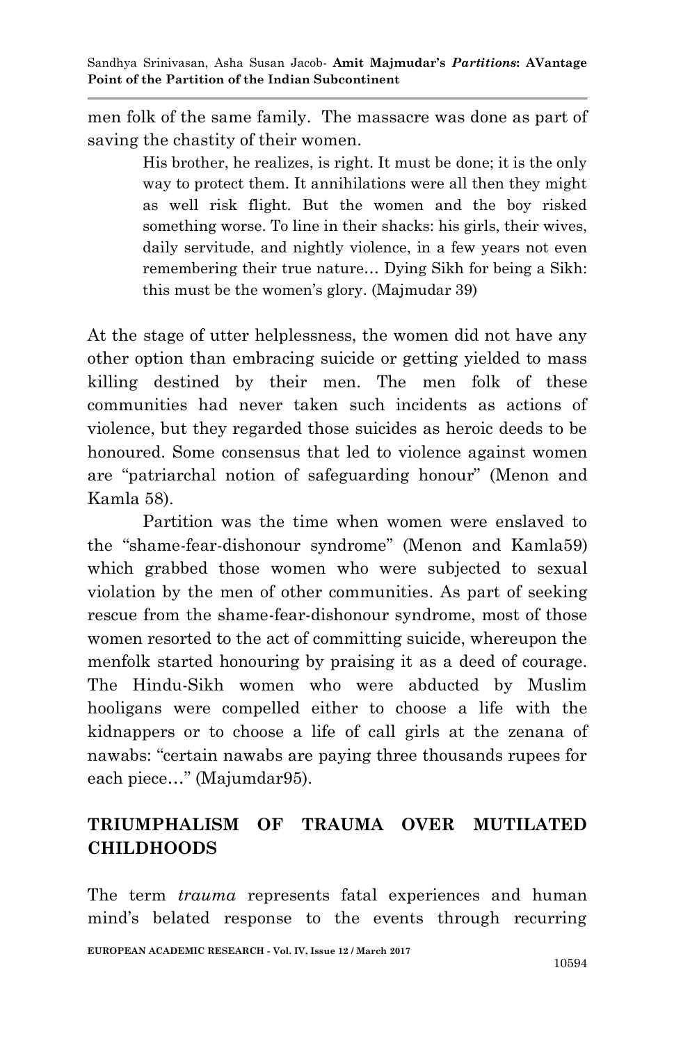men folk of the same family. The massacre was done as part of saving the chastity of their women.

> His brother, he realizes, is right. It must be done; it is the only way to protect them. It annihilations were all then they might as well risk flight. But the women and the boy risked something worse. To line in their shacks: his girls, their wives, daily servitude, and nightly violence, in a few years not even remembering their true nature… Dying Sikh for being a Sikh: this must be the women's glory. (Majmudar 39)

At the stage of utter helplessness, the women did not have any other option than embracing suicide or getting yielded to mass killing destined by their men. The men folk of these communities had never taken such incidents as actions of violence, but they regarded those suicides as heroic deeds to be honoured. Some consensus that led to violence against women are "patriarchal notion of safeguarding honour" (Menon and Kamla 58).

Partition was the time when women were enslaved to the "shame-fear-dishonour syndrome" (Menon and Kamla59) which grabbed those women who were subjected to sexual violation by the men of other communities. As part of seeking rescue from the shame-fear-dishonour syndrome, most of those women resorted to the act of committing suicide, whereupon the menfolk started honouring by praising it as a deed of courage. The Hindu-Sikh women who were abducted by Muslim hooligans were compelled either to choose a life with the kidnappers or to choose a life of call girls at the zenana of nawabs: "certain nawabs are paying three thousands rupees for each piece…" (Majumdar95).

## TRIUMPHALISM OF TRAUMA OVER MUTILATED CHILDHOODS

The term *trauma* represents fatal experiences and human mind's belated response to the events through recurring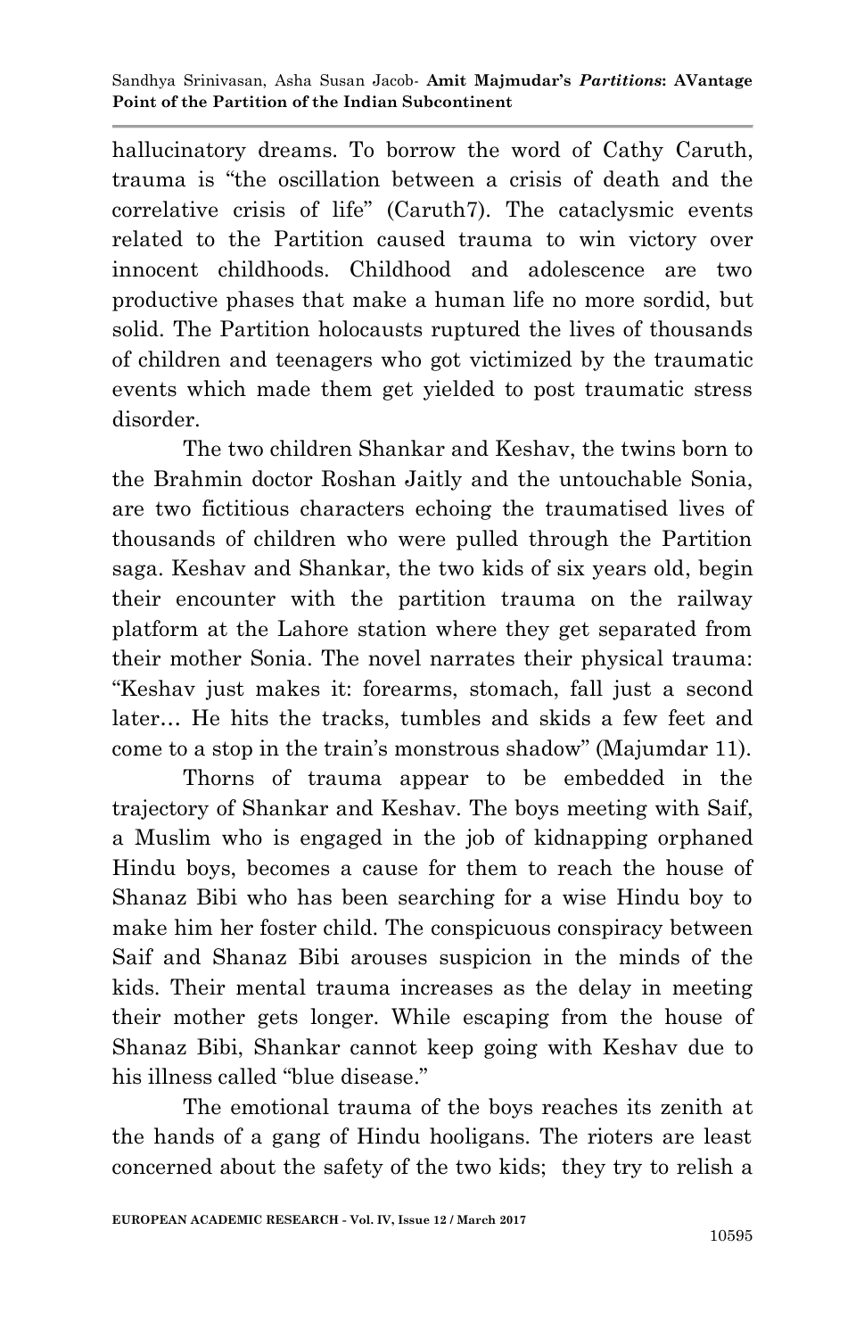hallucinatory dreams. To borrow the word of Cathy Caruth, trauma is "the oscillation between a crisis of death and the correlative crisis of life" (Caruth7). The cataclysmic events related to the Partition caused trauma to win victory over innocent childhoods. Childhood and adolescence are two productive phases that make a human life no more sordid, but solid. The Partition holocausts ruptured the lives of thousands of children and teenagers who got victimized by the traumatic events which made them get yielded to post traumatic stress disorder.

The two children Shankar and Keshav, the twins born to the Brahmin doctor Roshan Jaitly and the untouchable Sonia, are two fictitious characters echoing the traumatised lives of thousands of children who were pulled through the Partition saga. Keshav and Shankar, the two kids of six years old, begin their encounter with the partition trauma on the railway platform at the Lahore station where they get separated from their mother Sonia. The novel narrates their physical trauma: "Keshav just makes it: forearms, stomach, fall just a second later… He hits the tracks, tumbles and skids a few feet and come to a stop in the train's monstrous shadow" (Majumdar 11).

Thorns of trauma appear to be embedded in the trajectory of Shankar and Keshav. The boys meeting with Saif, a Muslim who is engaged in the job of kidnapping orphaned Hindu boys, becomes a cause for them to reach the house of Shanaz Bibi who has been searching for a wise Hindu boy to make him her foster child. The conspicuous conspiracy between Saif and Shanaz Bibi arouses suspicion in the minds of the kids. Their mental trauma increases as the delay in meeting their mother gets longer. While escaping from the house of Shanaz Bibi, Shankar cannot keep going with Keshav due to his illness called "blue disease."

The emotional trauma of the boys reaches its zenith at the hands of a gang of Hindu hooligans. The rioters are least concerned about the safety of the two kids; they try to relish a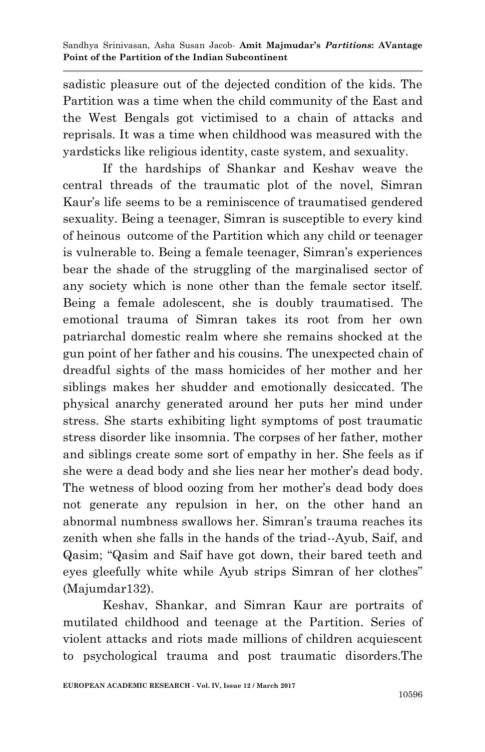sadistic pleasure out of the dejected condition of the kids. The Partition was a time when the child community of the East and the West Bengals got victimised to a chain of attacks and reprisals. It was a time when childhood was measured with the yardsticks like religious identity, caste system, and sexuality.

If the hardships of Shankar and Keshav weave the central threads of the traumatic plot of the novel, Simran Kaur's life seems to be a reminiscence of traumatised gendered sexuality. Being a teenager, Simran is susceptible to every kind of heinous outcome of the Partition which any child or teenager is vulnerable to. Being a female teenager, Simran's experiences bear the shade of the struggling of the marginalised sector of any society which is none other than the female sector itself. Being a female adolescent, she is doubly traumatised. The emotional trauma of Simran takes its root from her own patriarchal domestic realm where she remains shocked at the gun point of her father and his cousins. The unexpected chain of dreadful sights of the mass homicides of her mother and her siblings makes her shudder and emotionally desiccated. The physical anarchy generated around her puts her mind under stress. She starts exhibiting light symptoms of post traumatic stress disorder like insomnia. The corpses of her father, mother and siblings create some sort of empathy in her. She feels as if she were a dead body and she lies near her mother's dead body. The wetness of blood oozing from her mother's dead body does not generate any repulsion in her, on the other hand an abnormal numbness swallows her. Simran's trauma reaches its zenith when she falls in the hands of the triad--Ayub, Saif, and Qasim; "Qasim and Saif have got down, their bared teeth and eyes gleefully white while Ayub strips Simran of her clothes" (Majumdar132).

Keshav, Shankar, and Simran Kaur are portraits of mutilated childhood and teenage at the Partition. Series of violent attacks and riots made millions of children acquiescent to psychological trauma and post traumatic disorders.The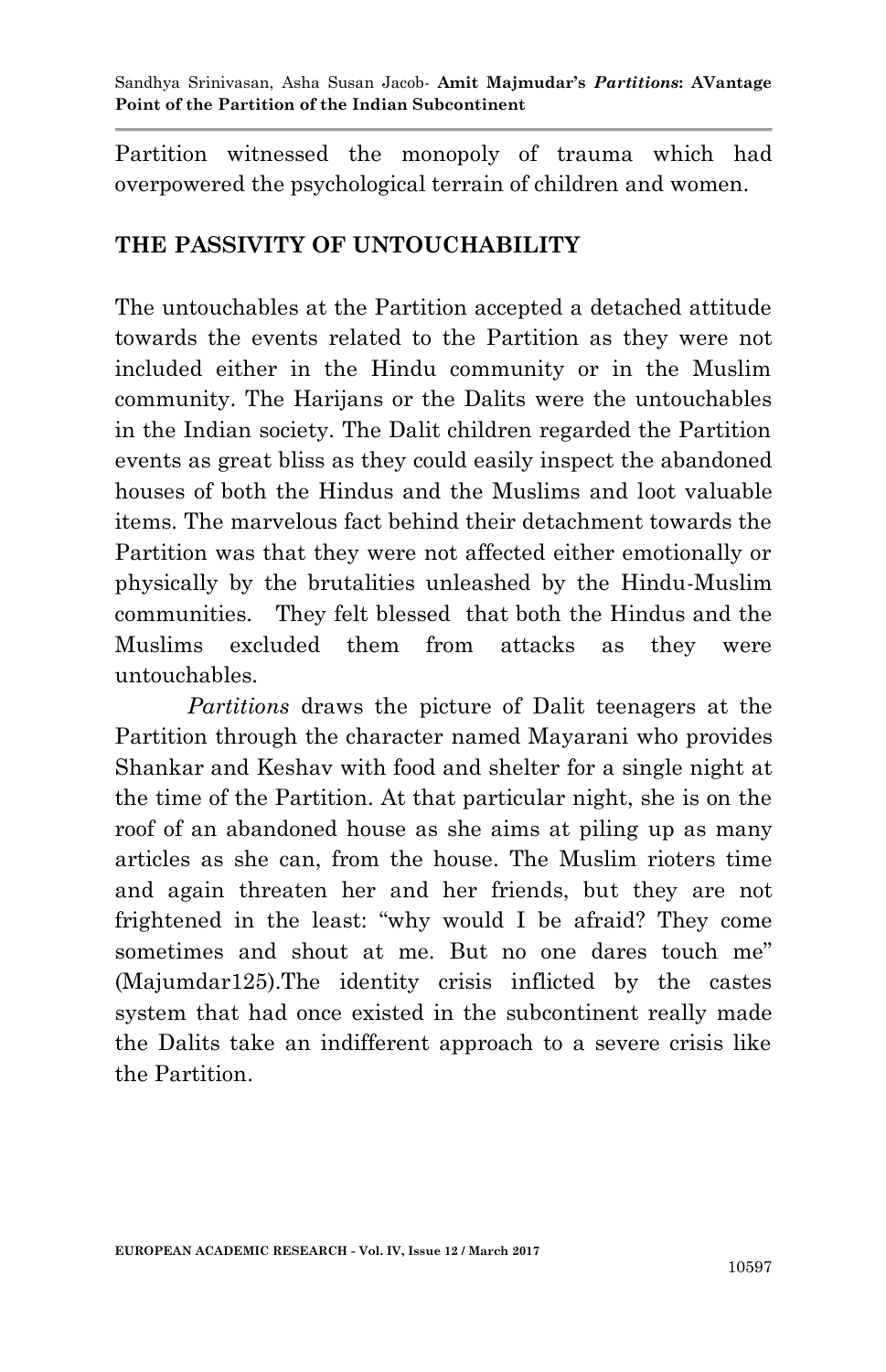Partition witnessed the monopoly of trauma which had overpowered the psychological terrain of children and women.

## THE PASSIVITY OF UNTOUCHABILITY

The untouchables at the Partition accepted a detached attitude towards the events related to the Partition as they were not included either in the Hindu community or in the Muslim community. The Harijans or the Dalits were the untouchables in the Indian society. The Dalit children regarded the Partition events as great bliss as they could easily inspect the abandoned houses of both the Hindus and the Muslims and loot valuable items. The marvelous fact behind their detachment towards the Partition was that they were not affected either emotionally or physically by the brutalities unleashed by the Hindu-Muslim communities. They felt blessed that both the Hindus and the Muslims excluded them from attacks as they were untouchables.

*Partitions* draws the picture of Dalit teenagers at the Partition through the character named Mayarani who provides Shankar and Keshav with food and shelter for a single night at the time of the Partition. At that particular night, she is on the roof of an abandoned house as she aims at piling up as many articles as she can, from the house. The Muslim rioters time and again threaten her and her friends, but they are not frightened in the least: "why would I be afraid? They come sometimes and shout at me. But no one dares touch me" (Majumdar125).The identity crisis inflicted by the castes system that had once existed in the subcontinent really made the Dalits take an indifferent approach to a severe crisis like the Partition.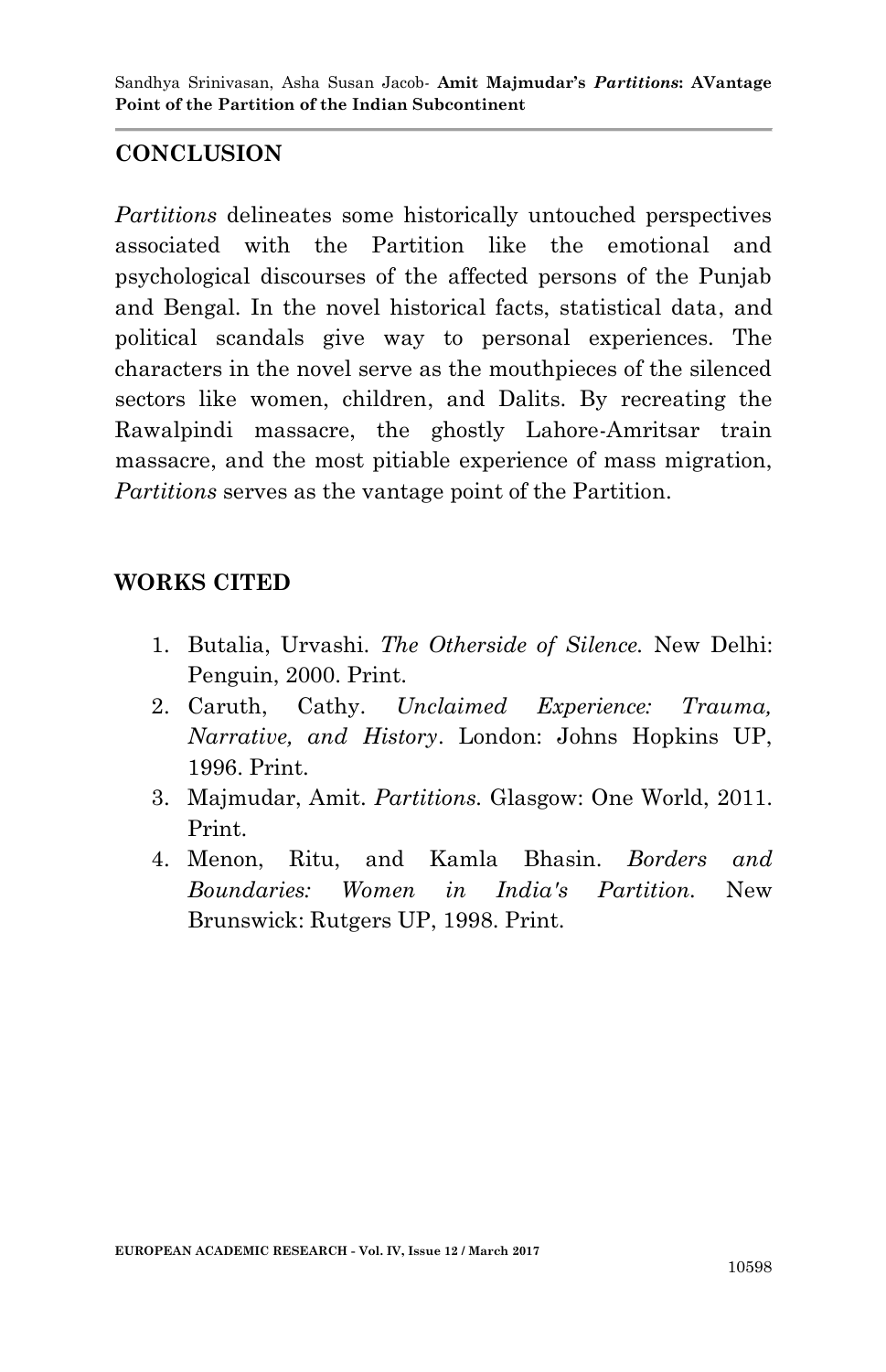## CONCLUSION

*Partitions* delineates some historically untouched perspectives associated with the Partition like the emotional and psychological discourses of the affected persons of the Punjab and Bengal. In the novel historical facts, statistical data, and political scandals give way to personal experiences. The characters in the novel serve as the mouthpieces of the silenced sectors like women, children, and Dalits. By recreating the Rawalpindi massacre, the ghostly Lahore-Amritsar train massacre, and the most pitiable experience of mass migration, *Partitions* serves as the vantage point of the Partition.

## WORKS CITED

1. Butalia, Urvashi. *The Otherside of Silence.* New Delhi: Penguin, 2000. Print.
2. Caruth, Cathy. *Unclaimed Experience: Trauma, Narrative, and History*. London: Johns Hopkins UP, 1996. Print.
3. Majmudar, Amit. *Partitions.* Glasgow: One World, 2011. Print.
4. Menon, Ritu, and Kamla Bhasin. *Borders and Boundaries: Women in India's Partition.* New Brunswick: Rutgers UP, 1998. Print.